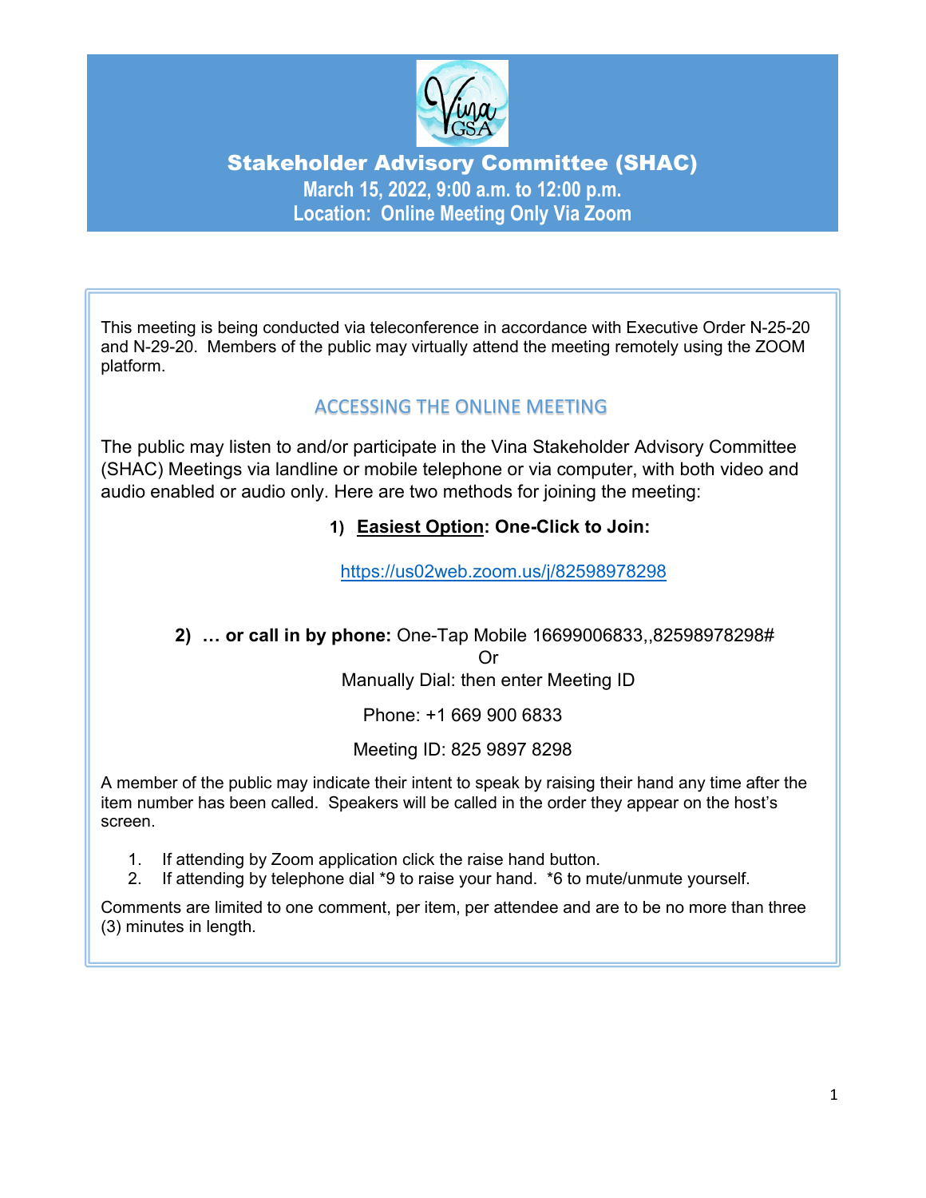# Stakeholder Advisory Committee (SHAC)

**March 15, 2022, 9:00 a.m. to 12:00 p.m.**

**Location: Online Meeting Only Via Zoom**

This meeting is being conducted via teleconference in accordance with Executive Order N-25-20 and N-29-20. Members of the public may virtually attend the meeting remotely using the ZOOM platform.

## ACCESSING THE ONLINE MEETING

The public may listen to and/or participate in the Vina Stakeholder Advisory Committee (SHAC) Meetings via landline or mobile telephone or via computer, with both video and audio enabled or audio only. Here are two methods for joining the meeting:

**1) Easiest Option: One-Click to Join:**

https://us02web.zoom.us/j/82598978298

**2) … or call in by phone:** One-Tap Mobile 16699006833,,82598978298#

Or

Manually Dial: then enter Meeting ID

Phone: +1 669 900 6833

Meeting ID: 825 9897 8298

A member of the public may indicate their intent to speak by raising their hand any time after the item number has been called. Speakers will be called in the order they appear on the host's screen.

1. If attending by Zoom application click the raise hand button.
2. If attending by telephone dial *9 to raise your hand. *6 to mute/unmute yourself.

Comments are limited to one comment, per item, per attendee and are to be no more than three (3) minutes in length.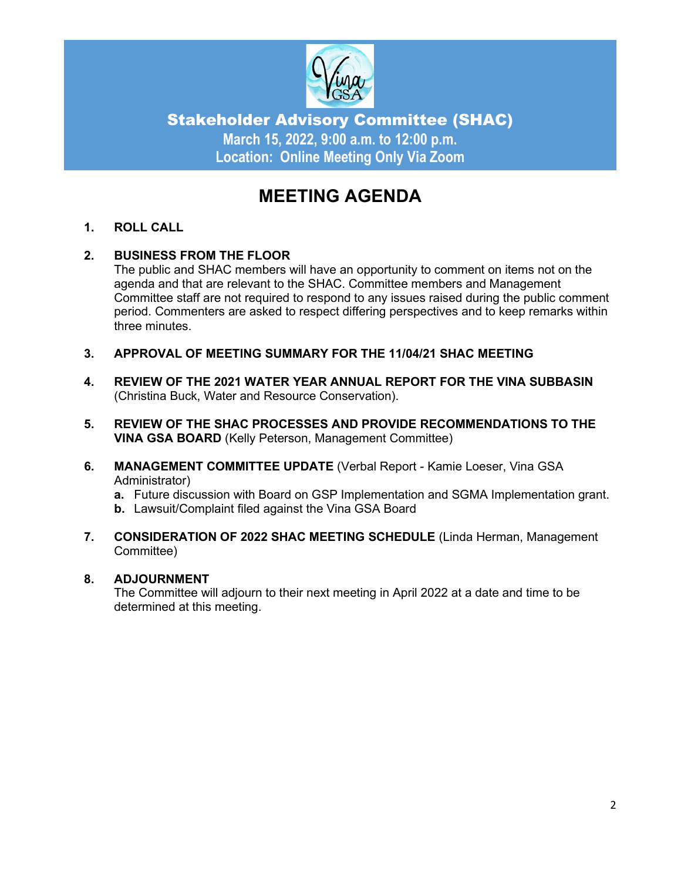## Stakeholder Advisory Committee (SHAC)

**March 15, 2022, 9:00 a.m. to 12:00 p.m.**
**Location: Online Meeting Only Via Zoom**

# MEETING AGENDA

1. **ROLL CALL**

2. **BUSINESS FROM THE FLOOR**
   The public and SHAC members will have an opportunity to comment on items not on the agenda and that are relevant to the SHAC. Committee members and Management Committee staff are not required to respond to any issues raised during the public comment period. Commenters are asked to respect differing perspectives and to keep remarks within three minutes.

3. **APPROVAL OF MEETING SUMMARY FOR THE 11/04/21 SHAC MEETING**

4. **REVIEW OF THE 2021 WATER YEAR ANNUAL REPORT FOR THE VINA SUBBASIN** (Christina Buck, Water and Resource Conservation).

5. **REVIEW OF THE SHAC PROCESSES AND PROVIDE RECOMMENDATIONS TO THE VINA GSA BOARD** (Kelly Peterson, Management Committee)

6. **MANAGEMENT COMMITTEE UPDATE** (Verbal Report - Kamie Loeser, Vina GSA Administrator)
   - **a.** Future discussion with Board on GSP Implementation and SGMA Implementation grant.
   - **b.** Lawsuit/Complaint filed against the Vina GSA Board

7. **CONSIDERATION OF 2022 SHAC MEETING SCHEDULE** (Linda Herman, Management Committee)

8. **ADJOURNMENT**
   The Committee will adjourn to their next meeting in April 2022 at a date and time to be determined at this meeting.